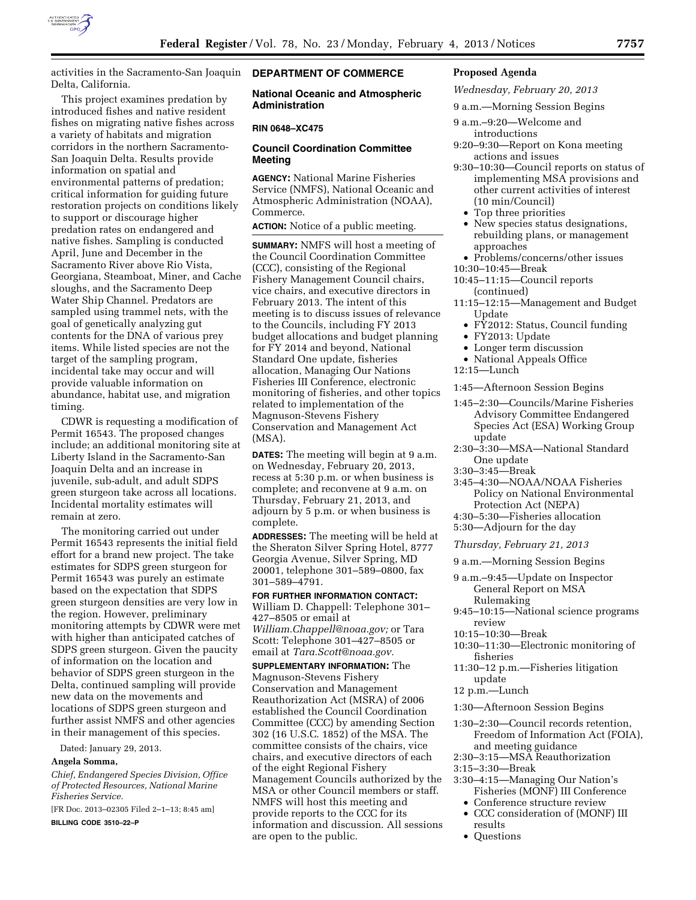activities in the Sacramento-San Joaquin Delta, California.

This project examines predation by introduced fishes and native resident fishes on migrating native fishes across a variety of habitats and migration corridors in the northern Sacramento-San Joaquin Delta. Results provide information on spatial and environmental patterns of predation; critical information for guiding future restoration projects on conditions likely to support or discourage higher predation rates on endangered and native fishes. Sampling is conducted April, June and December in the Sacramento River above Rio Vista, Georgiana, Steamboat, Miner, and Cache sloughs, and the Sacramento Deep Water Ship Channel. Predators are sampled using trammel nets, with the goal of genetically analyzing gut contents for the DNA of various prey items. While listed species are not the target of the sampling program, incidental take may occur and will provide valuable information on abundance, habitat use, and migration timing.

CDWR is requesting a modification of Permit 16543. The proposed changes include; an additional monitoring site at Liberty Island in the Sacramento-San Joaquin Delta and an increase in juvenile, sub-adult, and adult SDPS green sturgeon take across all locations. Incidental mortality estimates will remain at zero.

The monitoring carried out under Permit 16543 represents the initial field effort for a brand new project. The take estimates for SDPS green sturgeon for Permit 16543 was purely an estimate based on the expectation that SDPS green sturgeon densities are very low in the region. However, preliminary monitoring attempts by CDWR were met with higher than anticipated catches of SDPS green sturgeon. Given the paucity of information on the location and behavior of SDPS green sturgeon in the Delta, continued sampling will provide new data on the movements and locations of SDPS green sturgeon and further assist NMFS and other agencies in their management of this species.

Dated: January 29, 2013.

**Angela Somma,**

*Chief, Endangered Species Division, Office of Protected Resources, National Marine Fisheries Service.*

[FR Doc. 2013–02305 Filed 2–1–13; 8:45 am]

**BILLING CODE 3510–22–P**

## DEPARTMENT OF COMMERCE

### National Oceanic and Atmospheric Administration

**RIN 0648–XC475**

### Council Coordination Committee Meeting

**AGENCY:** National Marine Fisheries Service (NMFS), National Oceanic and Atmospheric Administration (NOAA), Commerce.

**ACTION:** Notice of a public meeting.

**SUMMARY:** NMFS will host a meeting of the Council Coordination Committee (CCC), consisting of the Regional Fishery Management Council chairs, vice chairs, and executive directors in February 2013. The intent of this meeting is to discuss issues of relevance to the Councils, including FY 2013 budget allocations and budget planning for FY 2014 and beyond, National Standard One update, fisheries allocation, Managing Our Nations Fisheries III Conference, electronic monitoring of fisheries, and other topics related to implementation of the Magnuson-Stevens Fishery Conservation and Management Act (MSA).

**DATES:** The meeting will begin at 9 a.m. on Wednesday, February 20, 2013, recess at 5:30 p.m. or when business is complete; and reconvene at 9 a.m. on Thursday, February 21, 2013, and adjourn by 5 p.m. or when business is complete.

**ADDRESSES:** The meeting will be held at the Sheraton Silver Spring Hotel, 8777 Georgia Avenue, Silver Spring, MD 20001, telephone 301–589–0800, fax 301–589–4791.

**FOR FURTHER INFORMATION CONTACT:** William D. Chappell: Telephone 301–427–8505 or email at *William.Chappell@noaa.gov;* or Tara Scott: Telephone 301–427–8505 or email at *Tara.Scott@noaa.gov.*

**SUPPLEMENTARY INFORMATION:** The Magnuson-Stevens Fishery Conservation and Management Reauthorization Act (MSRA) of 2006 established the Council Coordination Committee (CCC) by amending Section 302 (16 U.S.C. 1852) of the MSA. The committee consists of the chairs, vice chairs, and executive directors of each of the eight Regional Fishery Management Councils authorized by the MSA or other Council members or staff. NMFS will host this meeting and provide reports to the CCC for its information and discussion. All sessions are open to the public.

**Proposed Agenda**

*Wednesday, February 20, 2013*

9 a.m.—Morning Session Begins

9 a.m.–9:20—Welcome and introductions

9:20–9:30—Report on Kona meeting actions and issues

9:30–10:30—Council reports on status of implementing MSA provisions and other current activities of interest (10 min/Council)

- Top three priorities
- New species status designations, rebuilding plans, or management approaches
- Problems/concerns/other issues

10:30–10:45—Break

10:45–11:15—Council reports (continued)

11:15–12:15—Management and Budget Update

- FY2012: Status, Council funding
- FY2013: Update
- Longer term discussion
- National Appeals Office

12:15—Lunch

1:45—Afternoon Session Begins

1:45–2:30—Councils/Marine Fisheries Advisory Committee Endangered Species Act (ESA) Working Group update

2:30–3:30—MSA—National Standard One update

3:30–3:45—Break

3:45–4:30—NOAA/NOAA Fisheries Policy on National Environmental Protection Act (NEPA)

4:30–5:30—Fisheries allocation

5:30—Adjourn for the day

*Thursday, February 21, 2013*

9 a.m.—Morning Session Begins

9 a.m.–9:45—Update on Inspector General Report on MSA Rulemaking

9:45–10:15—National science programs review

10:15–10:30—Break

10:30–11:30—Electronic monitoring of fisheries

11:30–12 p.m.—Fisheries litigation update

12 p.m.—Lunch

1:30—Afternoon Session Begins

1:30–2:30—Council records retention, Freedom of Information Act (FOIA), and meeting guidance

2:30–3:15—MSA Reauthorization

3:15–3:30—Break

3:30–4:15—Managing Our Nation's Fisheries (MONF) III Conference

- Conference structure review
- CCC consideration of (MONF) III results
- Questions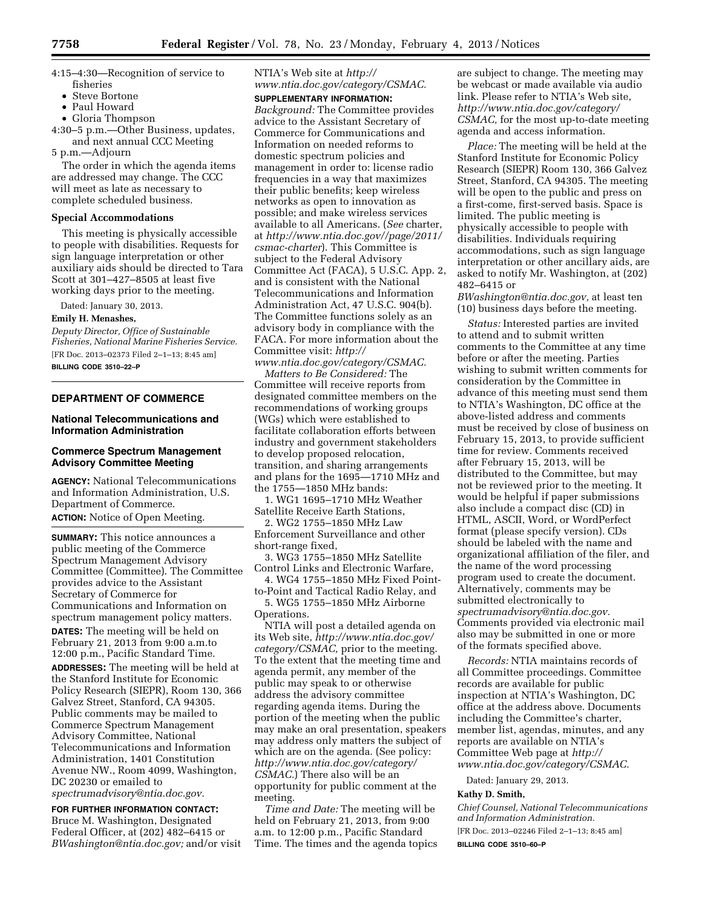4:15–4:30—Recognition of service to fisheries

- Steve Bortone
- Paul Howard
- Gloria Thompson

4:30–5 p.m.—Other Business, updates, and next annual CCC Meeting

5 p.m.—Adjourn

The order in which the agenda items are addressed may change. The CCC will meet as late as necessary to complete scheduled business.

### Special Accommodations

This meeting is physically accessible to people with disabilities. Requests for sign language interpretation or other auxiliary aids should be directed to Tara Scott at 301–427–8505 at least five working days prior to the meeting.

Dated: January 30, 2013.

**Emily H. Menashes,**

*Deputy Director, Office of Sustainable Fisheries, National Marine Fisheries Service.*

[FR Doc. 2013–02373 Filed 2–1–13; 8:45 am]

**BILLING CODE 3510–22–P**

---

## DEPARTMENT OF COMMERCE

### National Telecommunications and Information Administration

### Commerce Spectrum Management Advisory Committee Meeting

**AGENCY:** National Telecommunications and Information Administration, U.S. Department of Commerce.

**ACTION:** Notice of Open Meeting.

**SUMMARY:** This notice announces a public meeting of the Commerce Spectrum Management Advisory Committee (Committee). The Committee provides advice to the Assistant Secretary of Commerce for Communications and Information on spectrum management policy matters.

**DATES:** The meeting will be held on February 21, 2013 from 9:00 a.m.to 12:00 p.m., Pacific Standard Time.

**ADDRESSES:** The meeting will be held at the Stanford Institute for Economic Policy Research (SIEPR), Room 130, 366 Galvez Street, Stanford, CA 94305. Public comments may be mailed to Commerce Spectrum Management Advisory Committee, National Telecommunications and Information Administration, 1401 Constitution Avenue NW., Room 4099, Washington, DC 20230 or emailed to *spectrumadvisory@ntia.doc.gov.*

**FOR FURTHER INFORMATION CONTACT:** Bruce M. Washington, Designated Federal Officer, at (202) 482–6415 or *BWashington@ntia.doc.gov;* and/or visit NTIA's Web site at *http://www.ntia.doc.gov/category/CSMAC.*

**SUPPLEMENTARY INFORMATION:**

*Background:* The Committee provides advice to the Assistant Secretary of Commerce for Communications and Information on needed reforms to domestic spectrum policies and management in order to: license radio frequencies in a way that maximizes their public benefits; keep wireless networks as open to innovation as possible; and make wireless services available to all Americans. (*See* charter, at *http://www.ntia.doc.gov//page/2011/csmac-charter*). This Committee is subject to the Federal Advisory Committee Act (FACA), 5 U.S.C. App. 2, and is consistent with the National Telecommunications and Information Administration Act, 47 U.S.C. 904(b). The Committee functions solely as an advisory body in compliance with the FACA. For more information about the Committee visit: *http://www.ntia.doc.gov/category/CSMAC.*

*Matters to Be Considered:* The Committee will receive reports from designated committee members on the recommendations of working groups (WGs) which were established to facilitate collaboration efforts between industry and government stakeholders to develop proposed relocation, transition, and sharing arrangements and plans for the 1695—1710 MHz and the 1755—1850 MHz bands:

1. WG1 1695–1710 MHz Weather Satellite Receive Earth Stations,
2. WG2 1755–1850 MHz Law Enforcement Surveillance and other short-range fixed,
3. WG3 1755–1850 MHz Satellite Control Links and Electronic Warfare,
4. WG4 1755–1850 MHz Fixed Point-to-Point and Tactical Radio Relay, and
5. WG5 1755–1850 MHz Airborne Operations.

NTIA will post a detailed agenda on its Web site, *http://www.ntia.doc.gov/category/CSMAC,* prior to the meeting. To the extent that the meeting time and agenda permit, any member of the public may speak to or otherwise address the advisory committee regarding agenda items. During the portion of the meeting when the public may make an oral presentation, speakers may address only matters the subject of which are on the agenda. (See policy: *http://www.ntia.doc.gov/category/CSMAC.*) There also will be an opportunity for public comment at the meeting.

*Time and Date:* The meeting will be held on February 21, 2013, from 9:00 a.m. to 12:00 p.m., Pacific Standard Time. The times and the agenda topics are subject to change. The meeting may be webcast or made available via audio link. Please refer to NTIA's Web site, *http://www.ntia.doc.gov/category/CSMAC,* for the most up-to-date meeting agenda and access information.

*Place:* The meeting will be held at the Stanford Institute for Economic Policy Research (SIEPR) Room 130, 366 Galvez Street, Stanford, CA 94305. The meeting will be open to the public and press on a first-come, first-served basis. Space is limited. The public meeting is physically accessible to people with disabilities. Individuals requiring accommodations, such as sign language interpretation or other ancillary aids, are asked to notify Mr. Washington, at (202) 482–6415 or *BWashington@ntia.doc.gov,* at least ten (10) business days before the meeting.

*Status:* Interested parties are invited to attend and to submit written comments to the Committee at any time before or after the meeting. Parties wishing to submit written comments for consideration by the Committee in advance of this meeting must send them to NTIA's Washington, DC office at the above-listed address and comments must be received by close of business on February 15, 2013, to provide sufficient time for review. Comments received after February 15, 2013, will be distributed to the Committee, but may not be reviewed prior to the meeting. It would be helpful if paper submissions also include a compact disc (CD) in HTML, ASCII, Word, or WordPerfect format (please specify version). CDs should be labeled with the name and organizational affiliation of the filer, and the name of the word processing program used to create the document. Alternatively, comments may be submitted electronically to *spectrumadvisory@ntia.doc.gov.* Comments provided via electronic mail also may be submitted in one or more of the formats specified above.

*Records:* NTIA maintains records of all Committee proceedings. Committee records are available for public inspection at NTIA's Washington, DC office at the address above. Documents including the Committee's charter, member list, agendas, minutes, and any reports are available on NTIA's Committee Web page at *http://www.ntia.doc.gov/category/CSMAC.*

Dated: January 29, 2013.

**Kathy D. Smith,**

*Chief Counsel, National Telecommunications and Information Administration.*

[FR Doc. 2013–02246 Filed 2–1–13; 8:45 am]

**BILLING CODE 3510–60–P**